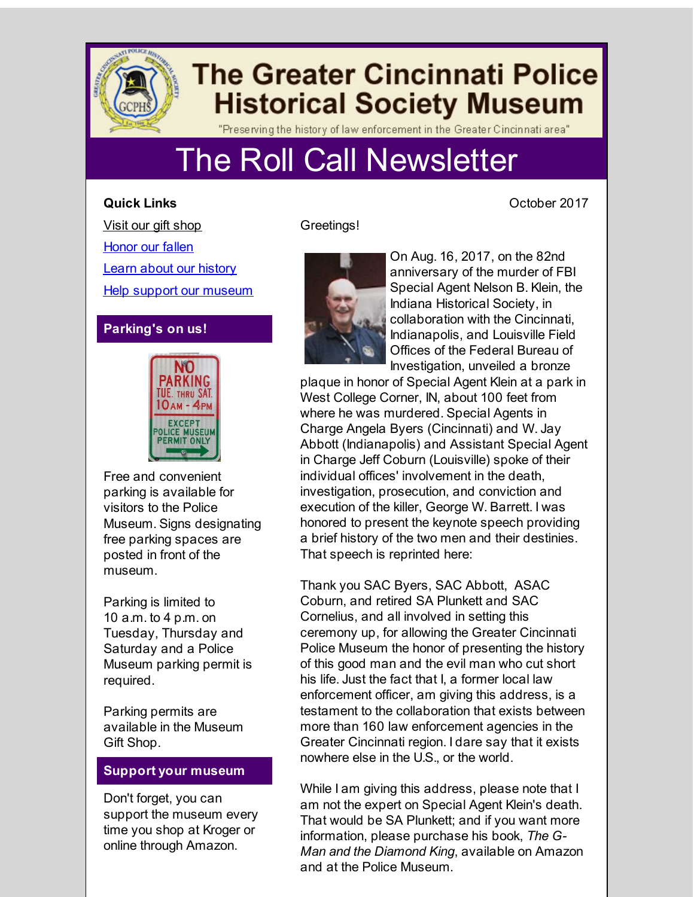# The Greater Cincinnati Police Historical Society Museum

"Preserving the history of law enforcement in the Greater Cincinnati area"

# The Roll Call Newsletter

October 2017

**Quick Links**

Visit our gift shop

Honor our fallen

Learn about our history

Help support our museum

## Parking's on us!

Free and convenient parking is available for visitors to the Police Museum. Signs designating free parking spaces are posted in front of the museum.

Parking is limited to 10 a.m. to 4 p.m. on Tuesday, Thursday and Saturday and a Police Museum parking permit is required.

Parking permits are available in the Museum Gift Shop.

## Support your museum

Don't forget, you can support the museum every time you shop at Kroger or online through Amazon.

Greetings!

On Aug. 16, 2017, on the 82nd anniversary of the murder of FBI Special Agent Nelson B. Klein, the Indiana Historical Society, in collaboration with the Cincinnati, Indianapolis, and Louisville Field Offices of the Federal Bureau of Investigation, unveiled a bronze plaque in honor of Special Agent Klein at a park in West College Corner, IN, about 100 feet from where he was murdered. Special Agents in Charge Angela Byers (Cincinnati) and W. Jay Abbott (Indianapolis) and Assistant Special Agent in Charge Jeff Coburn (Louisville) spoke of their individual offices' involvement in the death, investigation, prosecution, and conviction and execution of the killer, George W. Barrett. I was honored to present the keynote speech providing a brief history of the two men and their destinies. That speech is reprinted here:

Thank you SAC Byers, SAC Abbott, ASAC Coburn, and retired SA Plunkett and SAC Cornelius, and all involved in setting this ceremony up, for allowing the Greater Cincinnati Police Museum the honor of presenting the history of this good man and the evil man who cut short his life. Just the fact that I, a former local law enforcement officer, am giving this address, is a testament to the collaboration that exists between more than 160 law enforcement agencies in the Greater Cincinnati region. I dare say that it exists nowhere else in the U.S., or the world.

While I am giving this address, please note that I am not the expert on Special Agent Klein's death. That would be SA Plunkett; and if you want more information, please purchase his book, *The G-Man and the Diamond King*, available on Amazon and at the Police Museum.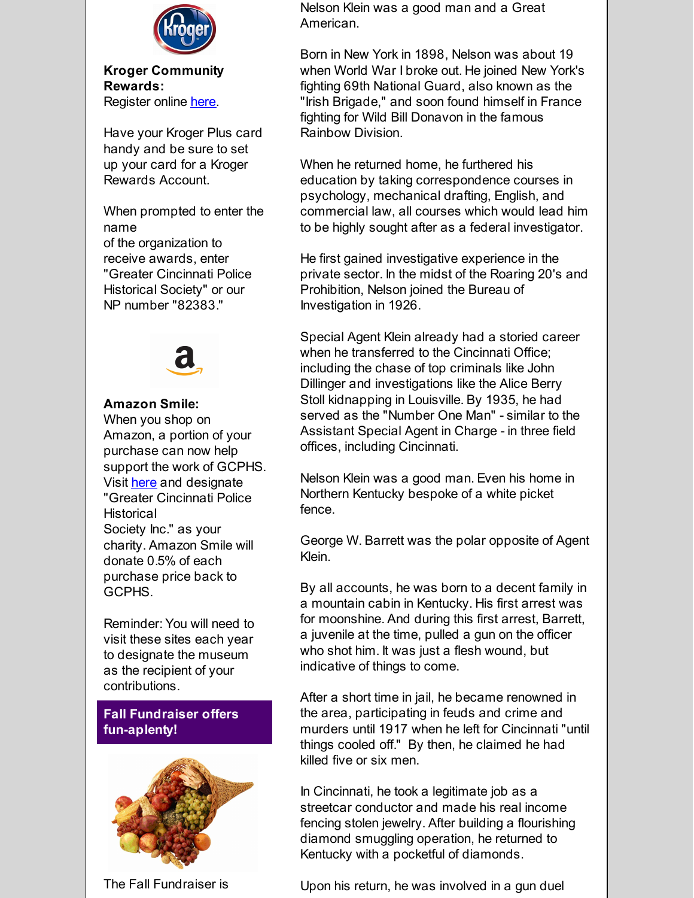**Kroger Community Rewards:**
Register online here.

Have your Kroger Plus card handy and be sure to set up your card for a Kroger Rewards Account.

When prompted to enter the name of the organization to receive awards, enter "Greater Cincinnati Police Historical Society" or our NP number "82383."

**Amazon Smile:**
When you shop on Amazon, a portion of your purchase can now help support the work of GCPHS. Visit here and designate "Greater Cincinnati Police Historical Society Inc." as your charity. Amazon Smile will donate 0.5% of each purchase price back to GCPHS.

Reminder: You will need to visit these sites each year to designate the museum as the recipient of your contributions.

## Fall Fundraiser offers fun-aplenty!

The Fall Fundraiser is

Nelson Klein was a good man and a Great American.

Born in New York in 1898, Nelson was about 19 when World War I broke out. He joined New York's fighting 69th National Guard, also known as the "Irish Brigade," and soon found himself in France fighting for Wild Bill Donavon in the famous Rainbow Division.

When he returned home, he furthered his education by taking correspondence courses in psychology, mechanical drafting, English, and commercial law, all courses which would lead him to be highly sought after as a federal investigator.

He first gained investigative experience in the private sector. In the midst of the Roaring 20's and Prohibition, Nelson joined the Bureau of Investigation in 1926.

Special Agent Klein already had a storied career when he transferred to the Cincinnati Office; including the chase of top criminals like John Dillinger and investigations like the Alice Berry Stoll kidnapping in Louisville. By 1935, he had served as the "Number One Man" - similar to the Assistant Special Agent in Charge - in three field offices, including Cincinnati.

Nelson Klein was a good man. Even his home in Northern Kentucky bespoke of a white picket fence.

George W. Barrett was the polar opposite of Agent Klein.

By all accounts, he was born to a decent family in a mountain cabin in Kentucky. His first arrest was for moonshine. And during this first arrest, Barrett, a juvenile at the time, pulled a gun on the officer who shot him. It was just a flesh wound, but indicative of things to come.

After a short time in jail, he became renowned in the area, participating in feuds and crime and murders until 1917 when he left for Cincinnati "until things cooled off." By then, he claimed he had killed five or six men.

In Cincinnati, he took a legitimate job as a streetcar conductor and made his real income fencing stolen jewelry. After building a flourishing diamond smuggling operation, he returned to Kentucky with a pocketful of diamonds.

Upon his return, he was involved in a gun duel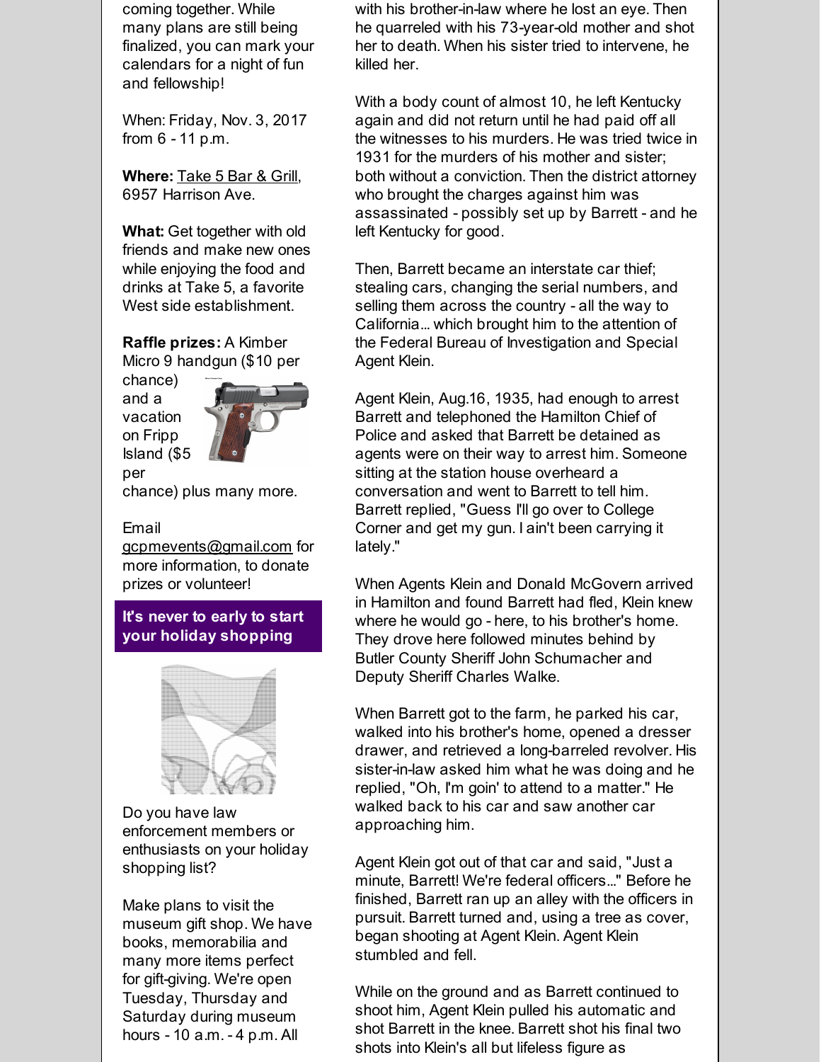coming together. While many plans are still being finalized, you can mark your calendars for a night of fun and fellowship!

When: Friday, Nov. 3, 2017 from 6 - 11 p.m.

**Where:** Take 5 Bar & Grill, 6957 Harrison Ave.

**What:** Get together with old friends and make new ones while enjoying the food and drinks at Take 5, a favorite West side establishment.

**Raffle prizes:** A Kimber Micro 9 handgun ($10 per chance) and a vacation on Fripp Island ($5 per chance) plus many more.

Email gcpmevents@gmail.com for more information, to donate prizes or volunteer!

## It's never to early to start your holiday shopping

Do you have law enforcement members or enthusiasts on your holiday shopping list?

Make plans to visit the museum gift shop. We have books, memorabilia and many more items perfect for gift-giving. We're open Tuesday, Thursday and Saturday during museum hours - 10 a.m. - 4 p.m. All

with his brother-in-law where he lost an eye. Then he quarreled with his 73-year-old mother and shot her to death. When his sister tried to intervene, he killed her.

With a body count of almost 10, he left Kentucky again and did not return until he had paid off all the witnesses to his murders. He was tried twice in 1931 for the murders of his mother and sister; both without a conviction. Then the district attorney who brought the charges against him was assassinated - possibly set up by Barrett - and he left Kentucky for good.

Then, Barrett became an interstate car thief; stealing cars, changing the serial numbers, and selling them across the country - all the way to California... which brought him to the attention of the Federal Bureau of Investigation and Special Agent Klein.

Agent Klein, Aug.16, 1935, had enough to arrest Barrett and telephoned the Hamilton Chief of Police and asked that Barrett be detained as agents were on their way to arrest him. Someone sitting at the station house overheard a conversation and went to Barrett to tell him. Barrett replied, "Guess I'll go over to College Corner and get my gun. I ain't been carrying it lately."

When Agents Klein and Donald McGovern arrived in Hamilton and found Barrett had fled, Klein knew where he would go - here, to his brother's home. They drove here followed minutes behind by Butler County Sheriff John Schumacher and Deputy Sheriff Charles Walke.

When Barrett got to the farm, he parked his car, walked into his brother's home, opened a dresser drawer, and retrieved a long-barreled revolver. His sister-in-law asked him what he was doing and he replied, "Oh, I'm goin' to attend to a matter." He walked back to his car and saw another car approaching him.

Agent Klein got out of that car and said, "Just a minute, Barrett! We're federal officers..." Before he finished, Barrett ran up an alley with the officers in pursuit. Barrett turned and, using a tree as cover, began shooting at Agent Klein. Agent Klein stumbled and fell.

While on the ground and as Barrett continued to shoot him, Agent Klein pulled his automatic and shot Barrett in the knee. Barrett shot his final two shots into Klein's all but lifeless figure as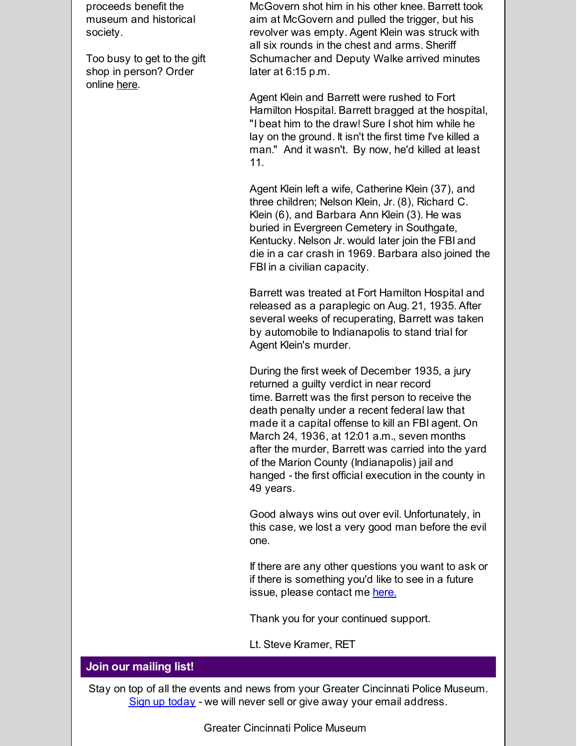proceeds benefit the museum and historical society.

Too busy to get to the gift shop in person? Order online here.

McGovern shot him in his other knee. Barrett took aim at McGovern and pulled the trigger, but his revolver was empty. Agent Klein was struck with all six rounds in the chest and arms. Sheriff Schumacher and Deputy Walke arrived minutes later at 6:15 p.m.

Agent Klein and Barrett were rushed to Fort Hamilton Hospital. Barrett bragged at the hospital, "I beat him to the draw! Sure I shot him while he lay on the ground. It isn't the first time I've killed a man." And it wasn't. By now, he'd killed at least 11.

Agent Klein left a wife, Catherine Klein (37), and three children; Nelson Klein, Jr. (8), Richard C. Klein (6), and Barbara Ann Klein (3). He was buried in Evergreen Cemetery in Southgate, Kentucky. Nelson Jr. would later join the FBI and die in a car crash in 1969. Barbara also joined the FBI in a civilian capacity.

Barrett was treated at Fort Hamilton Hospital and released as a paraplegic on Aug. 21, 1935. After several weeks of recuperating, Barrett was taken by automobile to Indianapolis to stand trial for Agent Klein's murder.

During the first week of December 1935, a jury returned a guilty verdict in near record time. Barrett was the first person to receive the death penalty under a recent federal law that made it a capital offense to kill an FBI agent. On March 24, 1936, at 12:01 a.m., seven months after the murder, Barrett was carried into the yard of the Marion County (Indianapolis) jail and hanged - the first official execution in the county in 49 years.

Good always wins out over evil. Unfortunately, in this case, we lost a very good man before the evil one.

If there are any other questions you want to ask or if there is something you'd like to see in a future issue, please contact me here.

Thank you for your continued support.

Lt. Steve Kramer, RET

## Join our mailing list!

Stay on top of all the events and news from your Greater Cincinnati Police Museum. Sign up today - we will never sell or give away your email address.

Greater Cincinnati Police Museum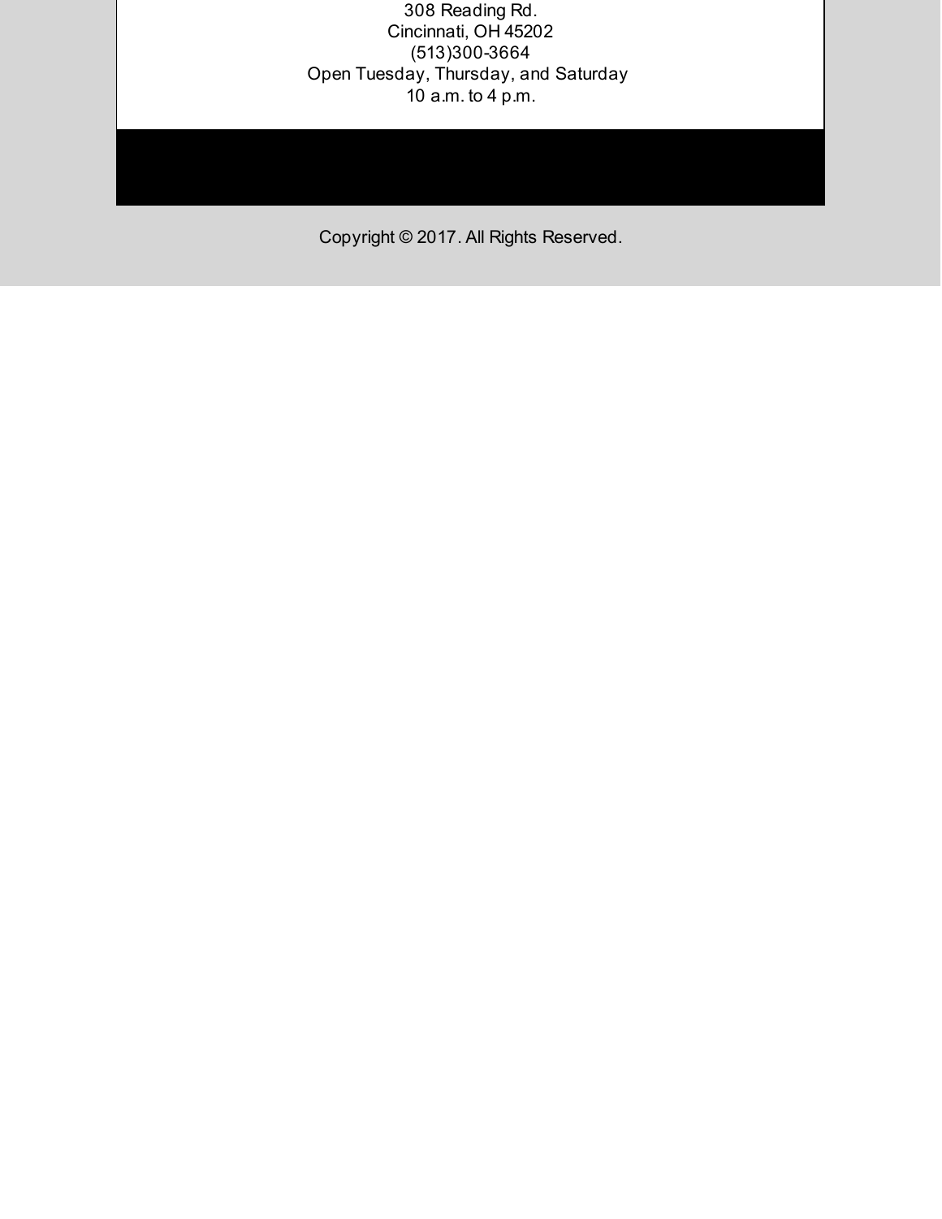308 Reading Rd.
Cincinnati, OH 45202
(513)300-3664
Open Tuesday, Thursday, and Saturday
10 a.m. to 4 p.m.

Copyright © 2017. All Rights Reserved.